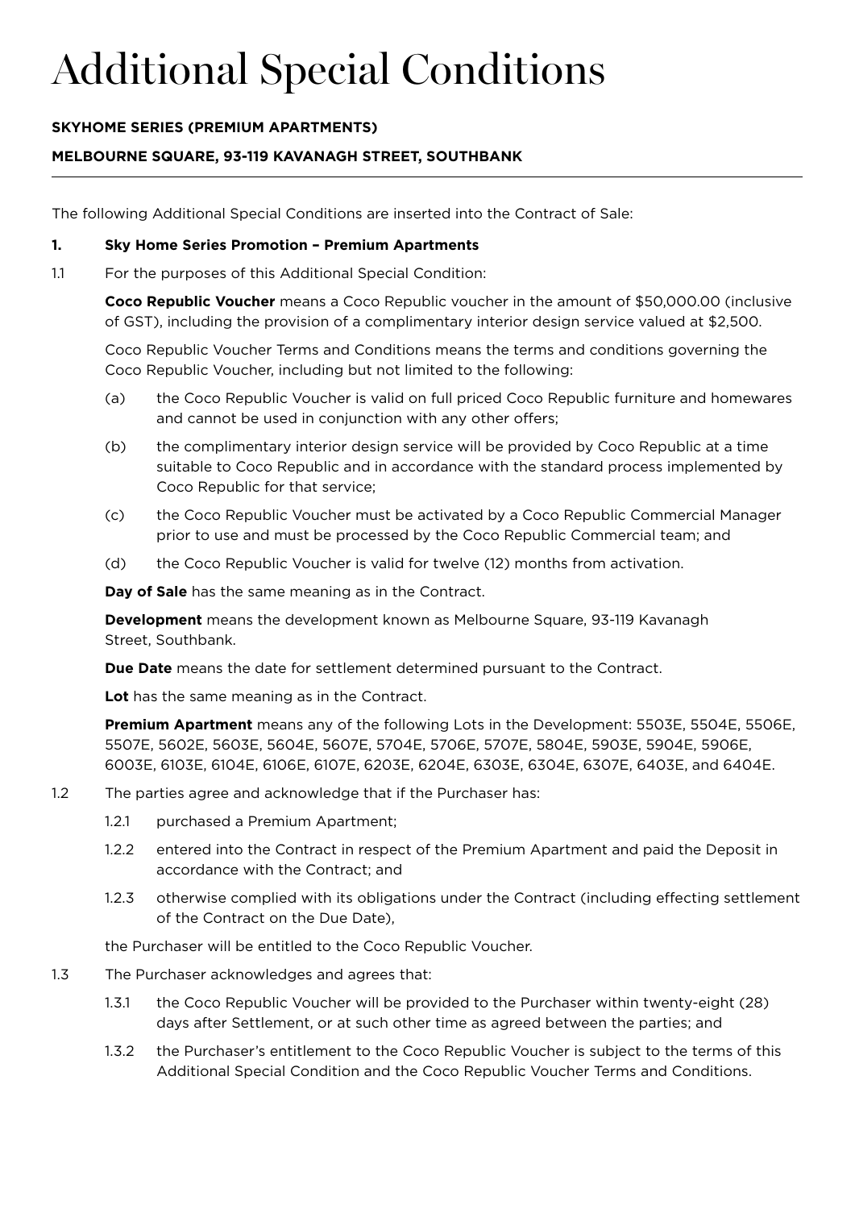# Additional Special Conditions

**SKYHOME SERIES (PREMIUM APARTMENTS)**

**MELBOURNE SQUARE, 93-119 KAVANAGH STREET, SOUTHBANK**

---

The following Additional Special Conditions are inserted into the Contract of Sale:

**1. Sky Home Series Promotion – Premium Apartments**

1.1 For the purposes of this Additional Special Condition:

**Coco Republic Voucher** means a Coco Republic voucher in the amount of $50,000.00 (inclusive of GST), including the provision of a complimentary interior design service valued at $2,500.

Coco Republic Voucher Terms and Conditions means the terms and conditions governing the Coco Republic Voucher, including but not limited to the following:

(a) the Coco Republic Voucher is valid on full priced Coco Republic furniture and homewares and cannot be used in conjunction with any other offers;

(b) the complimentary interior design service will be provided by Coco Republic at a time suitable to Coco Republic and in accordance with the standard process implemented by Coco Republic for that service;

(c) the Coco Republic Voucher must be activated by a Coco Republic Commercial Manager prior to use and must be processed by the Coco Republic Commercial team; and

(d) the Coco Republic Voucher is valid for twelve (12) months from activation.

**Day of Sale** has the same meaning as in the Contract.

**Development** means the development known as Melbourne Square, 93-119 Kavanagh Street, Southbank.

**Due Date** means the date for settlement determined pursuant to the Contract.

**Lot** has the same meaning as in the Contract.

**Premium Apartment** means any of the following Lots in the Development: 5503E, 5504E, 5506E, 5507E, 5602E, 5603E, 5604E, 5607E, 5704E, 5706E, 5707E, 5804E, 5903E, 5904E, 5906E, 6003E, 6103E, 6104E, 6106E, 6107E, 6203E, 6204E, 6303E, 6304E, 6307E, 6403E, and 6404E.

1.2 The parties agree and acknowledge that if the Purchaser has:

1.2.1 purchased a Premium Apartment;

1.2.2 entered into the Contract in respect of the Premium Apartment and paid the Deposit in accordance with the Contract; and

1.2.3 otherwise complied with its obligations under the Contract (including effecting settlement of the Contract on the Due Date),

the Purchaser will be entitled to the Coco Republic Voucher.

1.3 The Purchaser acknowledges and agrees that:

1.3.1 the Coco Republic Voucher will be provided to the Purchaser within twenty-eight (28) days after Settlement, or at such other time as agreed between the parties; and

1.3.2 the Purchaser's entitlement to the Coco Republic Voucher is subject to the terms of this Additional Special Condition and the Coco Republic Voucher Terms and Conditions.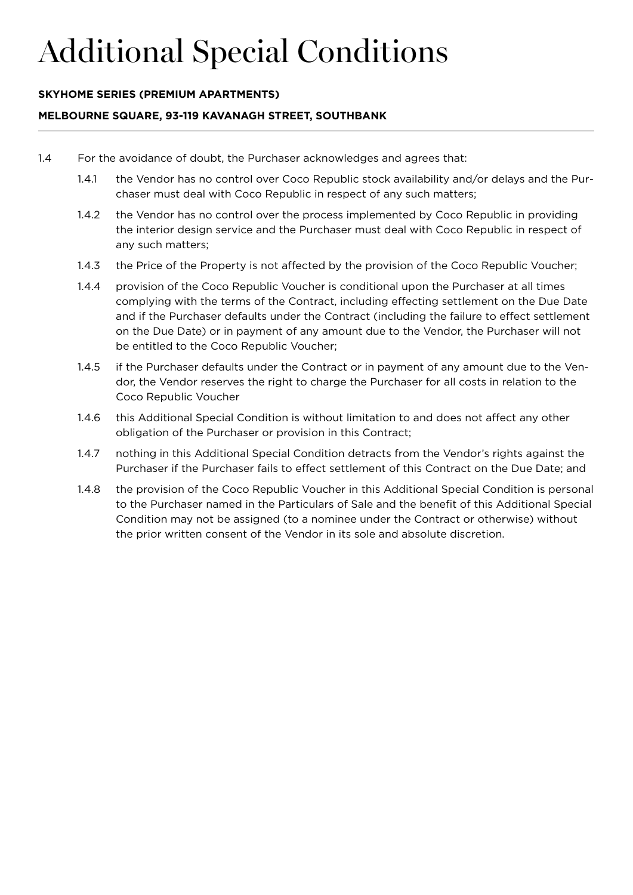# Additional Special Conditions

**SKYHOME SERIES (PREMIUM APARTMENTS)**

**MELBOURNE SQUARE, 93-119 KAVANAGH STREET, SOUTHBANK**

---

1.4 For the avoidance of doubt, the Purchaser acknowledges and agrees that:

1.4.1 the Vendor has no control over Coco Republic stock availability and/or delays and the Purchaser must deal with Coco Republic in respect of any such matters;

1.4.2 the Vendor has no control over the process implemented by Coco Republic in providing the interior design service and the Purchaser must deal with Coco Republic in respect of any such matters;

1.4.3 the Price of the Property is not affected by the provision of the Coco Republic Voucher;

1.4.4 provision of the Coco Republic Voucher is conditional upon the Purchaser at all times complying with the terms of the Contract, including effecting settlement on the Due Date and if the Purchaser defaults under the Contract (including the failure to effect settlement on the Due Date) or in payment of any amount due to the Vendor, the Purchaser will not be entitled to the Coco Republic Voucher;

1.4.5 if the Purchaser defaults under the Contract or in payment of any amount due to the Vendor, the Vendor reserves the right to charge the Purchaser for all costs in relation to the Coco Republic Voucher

1.4.6 this Additional Special Condition is without limitation to and does not affect any other obligation of the Purchaser or provision in this Contract;

1.4.7 nothing in this Additional Special Condition detracts from the Vendor's rights against the Purchaser if the Purchaser fails to effect settlement of this Contract on the Due Date; and

1.4.8 the provision of the Coco Republic Voucher in this Additional Special Condition is personal to the Purchaser named in the Particulars of Sale and the benefit of this Additional Special Condition may not be assigned (to a nominee under the Contract or otherwise) without the prior written consent of the Vendor in its sole and absolute discretion.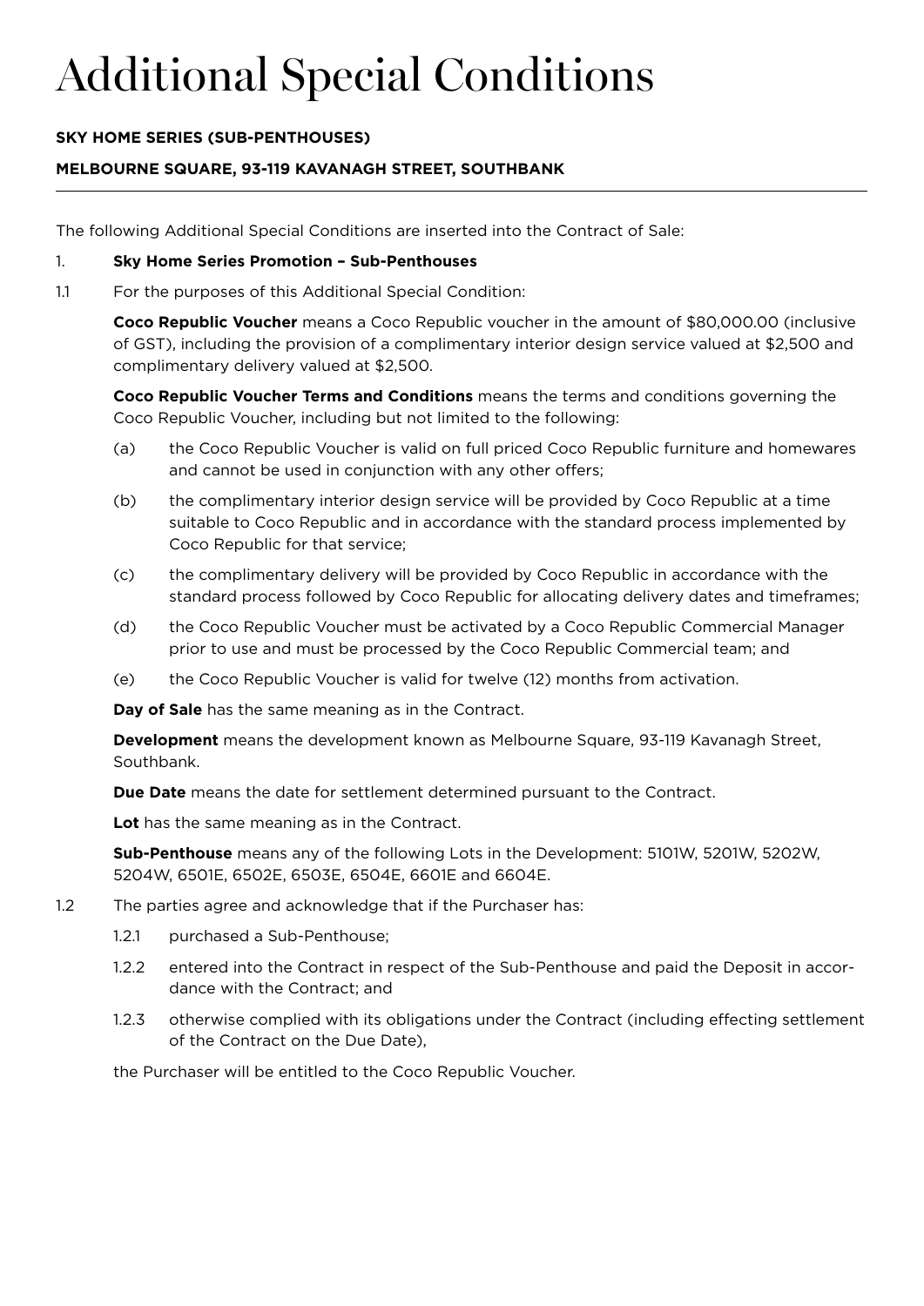# Additional Special Conditions

**SKY HOME SERIES (SUB-PENTHOUSES)**

**MELBOURNE SQUARE, 93-119 KAVANAGH STREET, SOUTHBANK**

---

The following Additional Special Conditions are inserted into the Contract of Sale:

1. **Sky Home Series Promotion – Sub-Penthouses**

1.1 For the purposes of this Additional Special Condition:

**Coco Republic Voucher** means a Coco Republic voucher in the amount of $80,000.00 (inclusive of GST), including the provision of a complimentary interior design service valued at $2,500 and complimentary delivery valued at $2,500.

**Coco Republic Voucher Terms and Conditions** means the terms and conditions governing the Coco Republic Voucher, including but not limited to the following:

(a) the Coco Republic Voucher is valid on full priced Coco Republic furniture and homewares and cannot be used in conjunction with any other offers;

(b) the complimentary interior design service will be provided by Coco Republic at a time suitable to Coco Republic and in accordance with the standard process implemented by Coco Republic for that service;

(c) the complimentary delivery will be provided by Coco Republic in accordance with the standard process followed by Coco Republic for allocating delivery dates and timeframes;

(d) the Coco Republic Voucher must be activated by a Coco Republic Commercial Manager prior to use and must be processed by the Coco Republic Commercial team; and

(e) the Coco Republic Voucher is valid for twelve (12) months from activation.

**Day of Sale** has the same meaning as in the Contract.

**Development** means the development known as Melbourne Square, 93-119 Kavanagh Street, Southbank.

**Due Date** means the date for settlement determined pursuant to the Contract.

**Lot** has the same meaning as in the Contract.

**Sub-Penthouse** means any of the following Lots in the Development: 5101W, 5201W, 5202W, 5204W, 6501E, 6502E, 6503E, 6504E, 6601E and 6604E.

1.2 The parties agree and acknowledge that if the Purchaser has:

1.2.1 purchased a Sub-Penthouse;

1.2.2 entered into the Contract in respect of the Sub-Penthouse and paid the Deposit in accordance with the Contract; and

1.2.3 otherwise complied with its obligations under the Contract (including effecting settlement of the Contract on the Due Date),

the Purchaser will be entitled to the Coco Republic Voucher.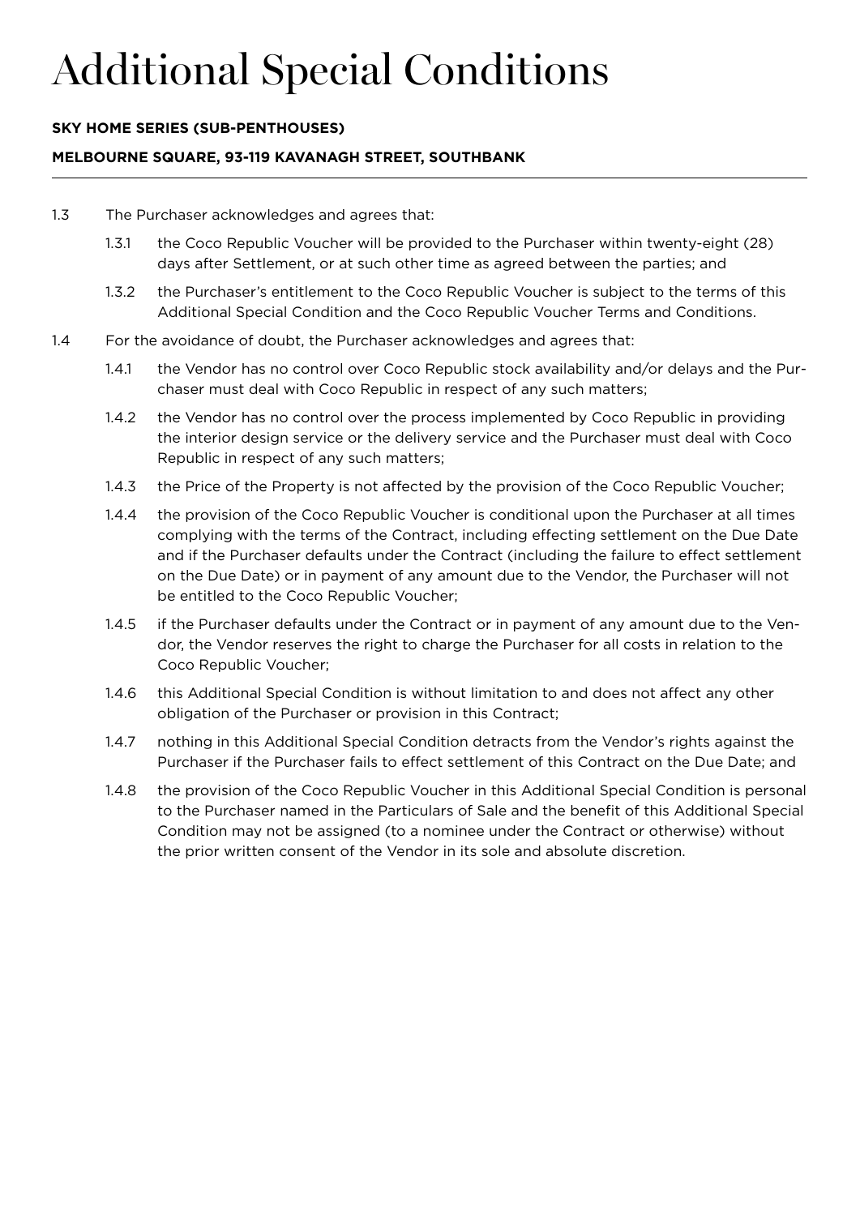# Additional Special Conditions

**SKY HOME SERIES (SUB-PENTHOUSES)**

**MELBOURNE SQUARE, 93-119 KAVANAGH STREET, SOUTHBANK**

---

1.3 The Purchaser acknowledges and agrees that:

- 1.3.1 the Coco Republic Voucher will be provided to the Purchaser within twenty-eight (28) days after Settlement, or at such other time as agreed between the parties; and
- 1.3.2 the Purchaser's entitlement to the Coco Republic Voucher is subject to the terms of this Additional Special Condition and the Coco Republic Voucher Terms and Conditions.

1.4 For the avoidance of doubt, the Purchaser acknowledges and agrees that:

- 1.4.1 the Vendor has no control over Coco Republic stock availability and/or delays and the Purchaser must deal with Coco Republic in respect of any such matters;
- 1.4.2 the Vendor has no control over the process implemented by Coco Republic in providing the interior design service or the delivery service and the Purchaser must deal with Coco Republic in respect of any such matters;
- 1.4.3 the Price of the Property is not affected by the provision of the Coco Republic Voucher;
- 1.4.4 the provision of the Coco Republic Voucher is conditional upon the Purchaser at all times complying with the terms of the Contract, including effecting settlement on the Due Date and if the Purchaser defaults under the Contract (including the failure to effect settlement on the Due Date) or in payment of any amount due to the Vendor, the Purchaser will not be entitled to the Coco Republic Voucher;
- 1.4.5 if the Purchaser defaults under the Contract or in payment of any amount due to the Vendor, the Vendor reserves the right to charge the Purchaser for all costs in relation to the Coco Republic Voucher;
- 1.4.6 this Additional Special Condition is without limitation to and does not affect any other obligation of the Purchaser or provision in this Contract;
- 1.4.7 nothing in this Additional Special Condition detracts from the Vendor's rights against the Purchaser if the Purchaser fails to effect settlement of this Contract on the Due Date; and
- 1.4.8 the provision of the Coco Republic Voucher in this Additional Special Condition is personal to the Purchaser named in the Particulars of Sale and the benefit of this Additional Special Condition may not be assigned (to a nominee under the Contract or otherwise) without the prior written consent of the Vendor in its sole and absolute discretion.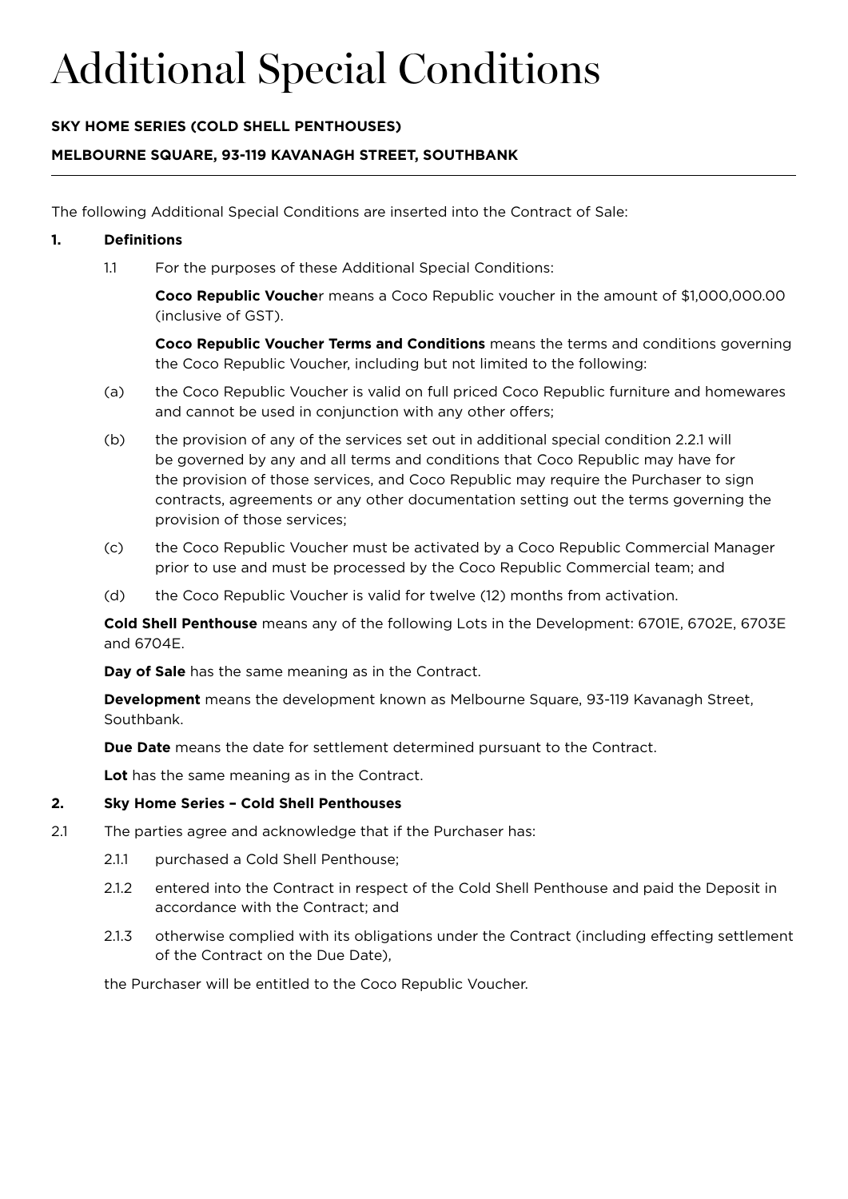# Additional Special Conditions

**SKY HOME SERIES (COLD SHELL PENTHOUSES)**

**MELBOURNE SQUARE, 93-119 KAVANAGH STREET, SOUTHBANK**

---

The following Additional Special Conditions are inserted into the Contract of Sale:

**1. Definitions**

1.1 For the purposes of these Additional Special Conditions:

**Coco Republic Voucher** means a Coco Republic voucher in the amount of $1,000,000.00 (inclusive of GST).

**Coco Republic Voucher Terms and Conditions** means the terms and conditions governing the Coco Republic Voucher, including but not limited to the following:

(a) the Coco Republic Voucher is valid on full priced Coco Republic furniture and homewares and cannot be used in conjunction with any other offers;

(b) the provision of any of the services set out in additional special condition 2.2.1 will be governed by any and all terms and conditions that Coco Republic may have for the provision of those services, and Coco Republic may require the Purchaser to sign contracts, agreements or any other documentation setting out the terms governing the provision of those services;

(c) the Coco Republic Voucher must be activated by a Coco Republic Commercial Manager prior to use and must be processed by the Coco Republic Commercial team; and

(d) the Coco Republic Voucher is valid for twelve (12) months from activation.

**Cold Shell Penthouse** means any of the following Lots in the Development: 6701E, 6702E, 6703E and 6704E.

**Day of Sale** has the same meaning as in the Contract.

**Development** means the development known as Melbourne Square, 93-119 Kavanagh Street, Southbank.

**Due Date** means the date for settlement determined pursuant to the Contract.

**Lot** has the same meaning as in the Contract.

**2. Sky Home Series – Cold Shell Penthouses**

2.1 The parties agree and acknowledge that if the Purchaser has:

2.1.1 purchased a Cold Shell Penthouse;

2.1.2 entered into the Contract in respect of the Cold Shell Penthouse and paid the Deposit in accordance with the Contract; and

2.1.3 otherwise complied with its obligations under the Contract (including effecting settlement of the Contract on the Due Date),

the Purchaser will be entitled to the Coco Republic Voucher.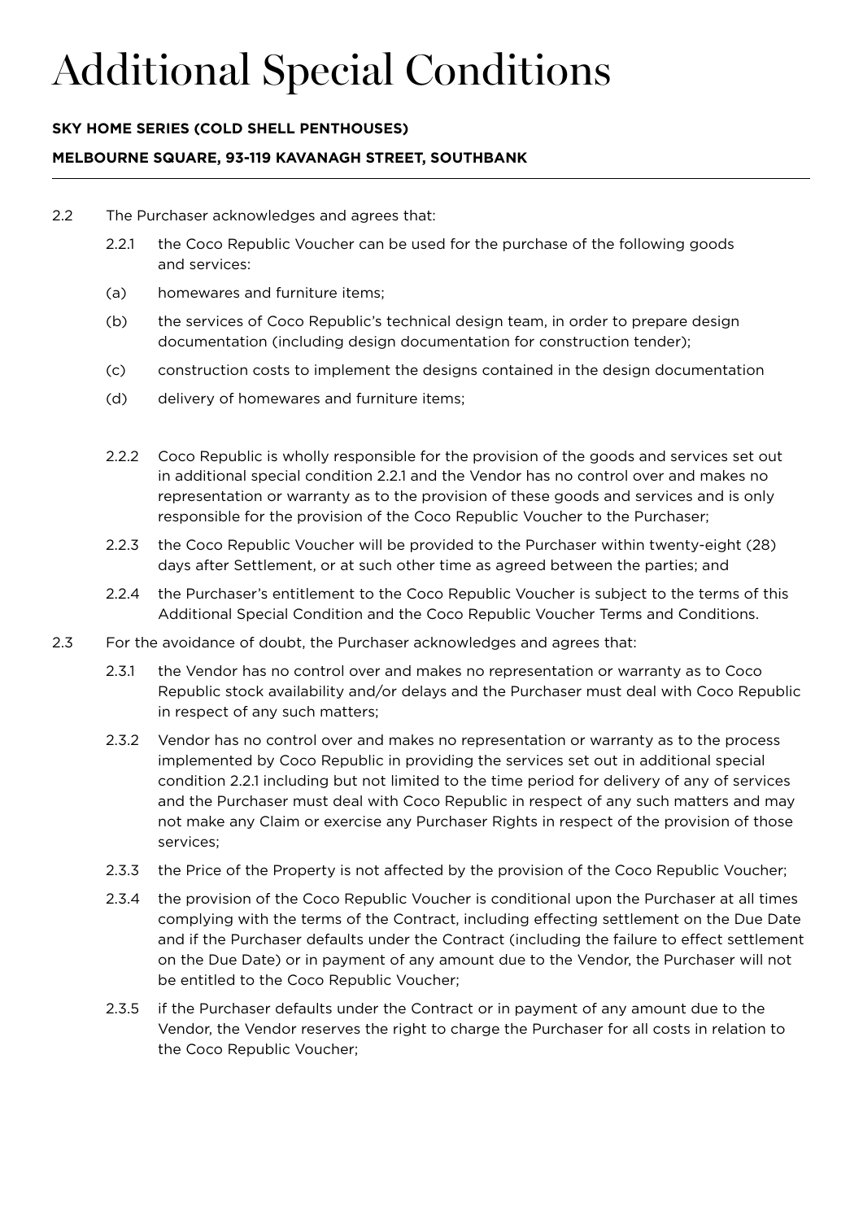# Additional Special Conditions

**SKY HOME SERIES (COLD SHELL PENTHOUSES)**

**MELBOURNE SQUARE, 93-119 KAVANAGH STREET, SOUTHBANK**

---

2.2 The Purchaser acknowledges and agrees that:

2.2.1 the Coco Republic Voucher can be used for the purchase of the following goods and services:

(a) homewares and furniture items;

(b) the services of Coco Republic's technical design team, in order to prepare design documentation (including design documentation for construction tender);

(c) construction costs to implement the designs contained in the design documentation

(d) delivery of homewares and furniture items;

2.2.2 Coco Republic is wholly responsible for the provision of the goods and services set out in additional special condition 2.2.1 and the Vendor has no control over and makes no representation or warranty as to the provision of these goods and services and is only responsible for the provision of the Coco Republic Voucher to the Purchaser;

2.2.3 the Coco Republic Voucher will be provided to the Purchaser within twenty-eight (28) days after Settlement, or at such other time as agreed between the parties; and

2.2.4 the Purchaser's entitlement to the Coco Republic Voucher is subject to the terms of this Additional Special Condition and the Coco Republic Voucher Terms and Conditions.

2.3 For the avoidance of doubt, the Purchaser acknowledges and agrees that:

2.3.1 the Vendor has no control over and makes no representation or warranty as to Coco Republic stock availability and/or delays and the Purchaser must deal with Coco Republic in respect of any such matters;

2.3.2 Vendor has no control over and makes no representation or warranty as to the process implemented by Coco Republic in providing the services set out in additional special condition 2.2.1 including but not limited to the time period for delivery of any of services and the Purchaser must deal with Coco Republic in respect of any such matters and may not make any Claim or exercise any Purchaser Rights in respect of the provision of those services;

2.3.3 the Price of the Property is not affected by the provision of the Coco Republic Voucher;

2.3.4 the provision of the Coco Republic Voucher is conditional upon the Purchaser at all times complying with the terms of the Contract, including effecting settlement on the Due Date and if the Purchaser defaults under the Contract (including the failure to effect settlement on the Due Date) or in payment of any amount due to the Vendor, the Purchaser will not be entitled to the Coco Republic Voucher;

2.3.5 if the Purchaser defaults under the Contract or in payment of any amount due to the Vendor, the Vendor reserves the right to charge the Purchaser for all costs in relation to the Coco Republic Voucher;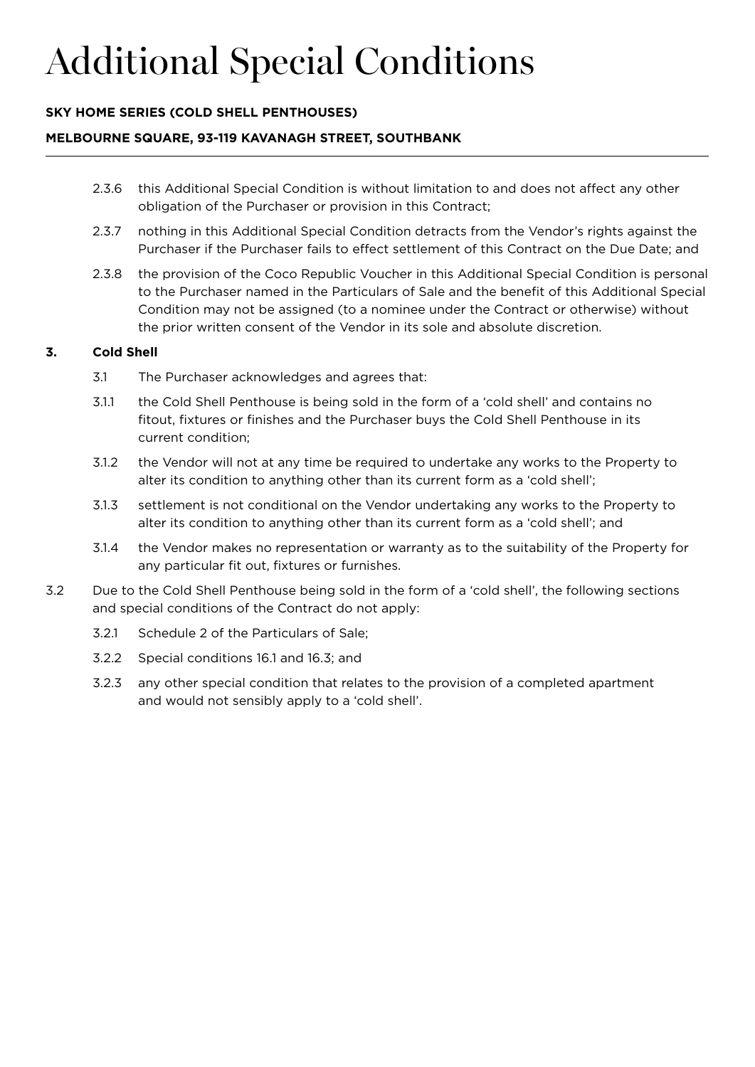# Additional Special Conditions

**SKY HOME SERIES (COLD SHELL PENTHOUSES)**

**MELBOURNE SQUARE, 93-119 KAVANAGH STREET, SOUTHBANK**

---

2.3.6 this Additional Special Condition is without limitation to and does not affect any other obligation of the Purchaser or provision in this Contract;

2.3.7 nothing in this Additional Special Condition detracts from the Vendor's rights against the Purchaser if the Purchaser fails to effect settlement of this Contract on the Due Date; and

2.3.8 the provision of the Coco Republic Voucher in this Additional Special Condition is personal to the Purchaser named in the Particulars of Sale and the benefit of this Additional Special Condition may not be assigned (to a nominee under the Contract or otherwise) without the prior written consent of the Vendor in its sole and absolute discretion.

**3. Cold Shell**

3.1 The Purchaser acknowledges and agrees that:

3.1.1 the Cold Shell Penthouse is being sold in the form of a 'cold shell' and contains no fitout, fixtures or finishes and the Purchaser buys the Cold Shell Penthouse in its current condition;

3.1.2 the Vendor will not at any time be required to undertake any works to the Property to alter its condition to anything other than its current form as a 'cold shell';

3.1.3 settlement is not conditional on the Vendor undertaking any works to the Property to alter its condition to anything other than its current form as a 'cold shell'; and

3.1.4 the Vendor makes no representation or warranty as to the suitability of the Property for any particular fit out, fixtures or furnishes.

3.2 Due to the Cold Shell Penthouse being sold in the form of a 'cold shell', the following sections and special conditions of the Contract do not apply:

3.2.1 Schedule 2 of the Particulars of Sale;

3.2.2 Special conditions 16.1 and 16.3; and

3.2.3 any other special condition that relates to the provision of a completed apartment and would not sensibly apply to a 'cold shell'.